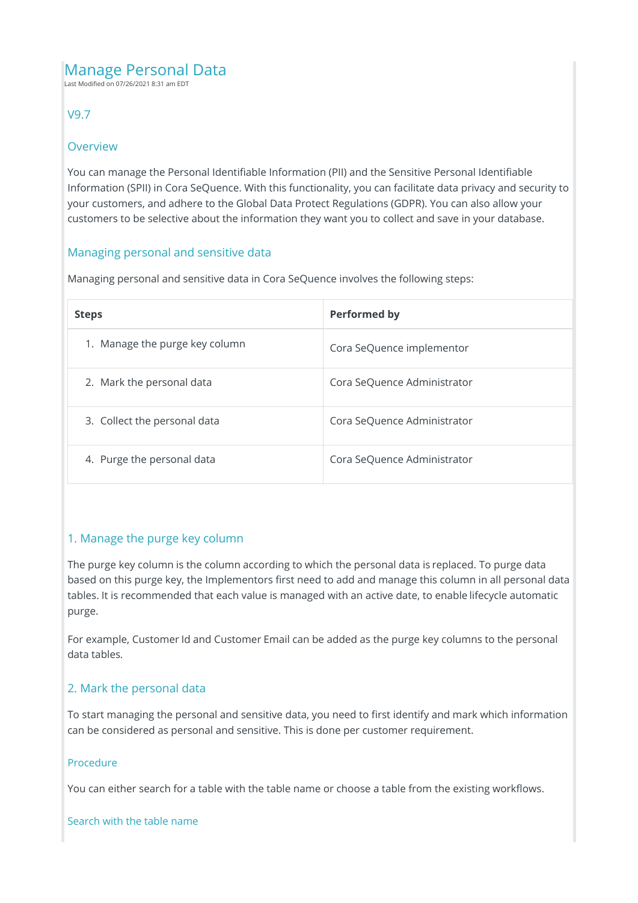# Manage Personal Data

Last Modified on 07/26/2021 8:31 am EDT

## V9.7

## Overview

You can manage the Personal Identifiable Information (PII) and the Sensitive Personal Identifiable Information (SPII) in Cora SeQuence. With this functionality, you can facilitate data privacy and security to your customers, and adhere to the Global Data Protect Regulations (GDPR). You can also allow your customers to be selective about the information they want you to collect and save in your database.

## Managing personal and sensitive data

Managing personal and sensitive data in Cora SeQuence involves the following steps:

| Steps | Performed by |
|---|---|
| 1. Manage the purge key column | Cora SeQuence implementor |
| 2. Mark the personal data | Cora SeQuence Administrator |
| 3. Collect the personal data | Cora SeQuence Administrator |
| 4. Purge the personal data | Cora SeQuence Administrator |

## 1. Manage the purge key column

The purge key column is the column according to which the personal data is replaced. To purge data based on this purge key, the Implementors first need to add and manage this column in all personal data tables. It is recommended that each value is managed with an active date, to enable lifecycle automatic purge.

For example, Customer Id and Customer Email can be added as the purge key columns to the personal data tables.

## 2. Mark the personal data

To start managing the personal and sensitive data, you need to first identify and mark which information can be considered as personal and sensitive. This is done per customer requirement.

### Procedure

You can either search for a table with the table name or choose a table from the existing workflows.

#### Search with the table name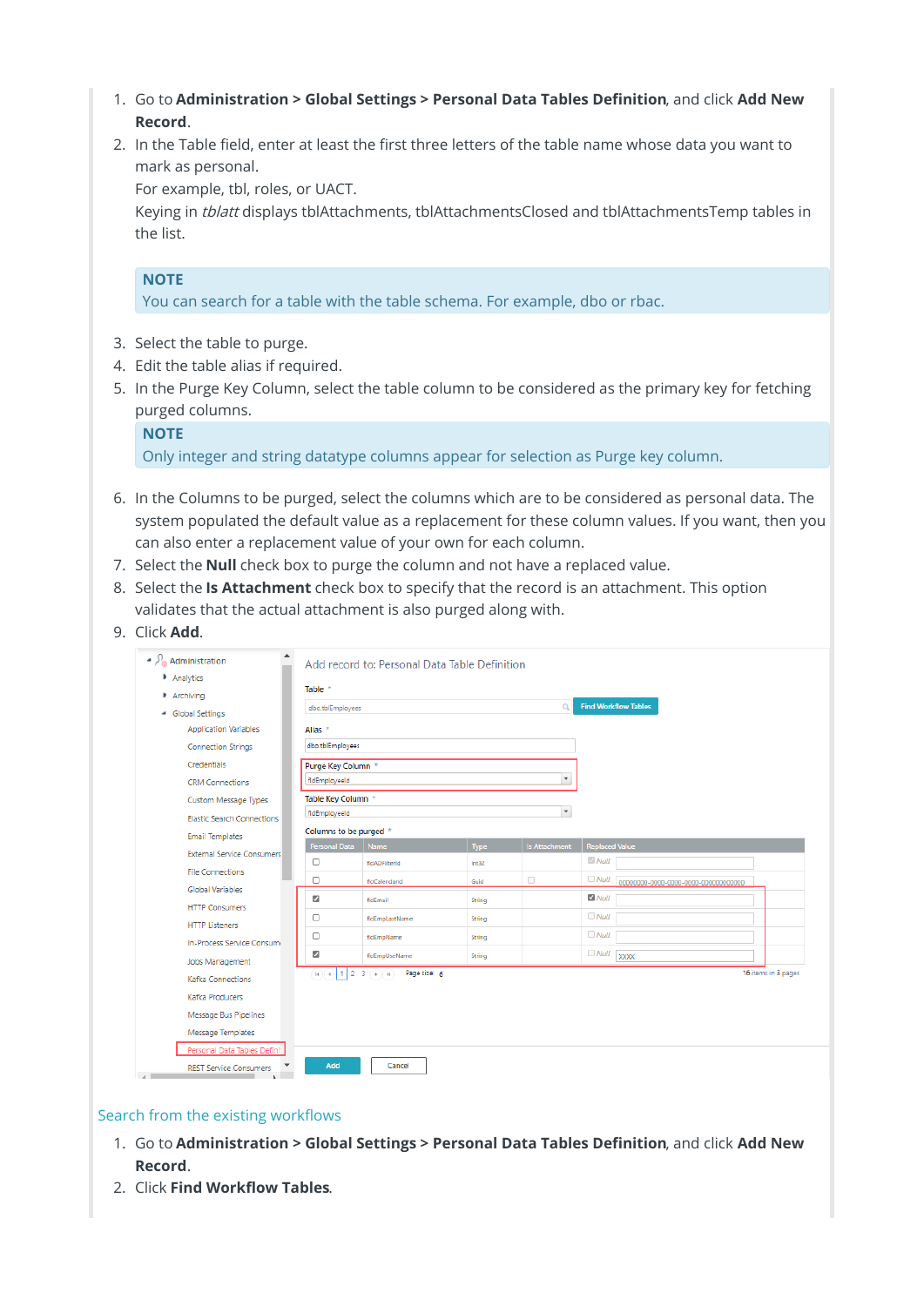1. Go to **Administration > Global Settings > Personal Data Tables Definition**, and click **Add New Record**.
2. In the Table field, enter at least the first three letters of the table name whose data you want to mark as personal.
   For example, tbl, roles, or UACT.
   Keying in *tblatt* displays tblAttachments, tblAttachmentsClosed and tblAttachmentsTemp tables in the list.

   **NOTE**
   You can search for a table with the table schema. For example, dbo or rbac.

3. Select the table to purge.
4. Edit the table alias if required.
5. In the Purge Key Column, select the table column to be considered as the primary key for fetching purged columns.

   **NOTE**
   Only integer and string datatype columns appear for selection as Purge key column.

6. In the Columns to be purged, select the columns which are to be considered as personal data. The system populated the default value as a replacement for these column values. If you want, then you can also enter a replacement value of your own for each column.
7. Select the **Null** check box to purge the column and not have a replaced value.
8. Select the **Is Attachment** check box to specify that the record is an attachment. This option validates that the actual attachment is also purged along with.
9. Click **Add**.

### Search from the existing workflows

1. Go to **Administration > Global Settings > Personal Data Tables Definition**, and click **Add New Record**.
2. Click **Find Workflow Tables**.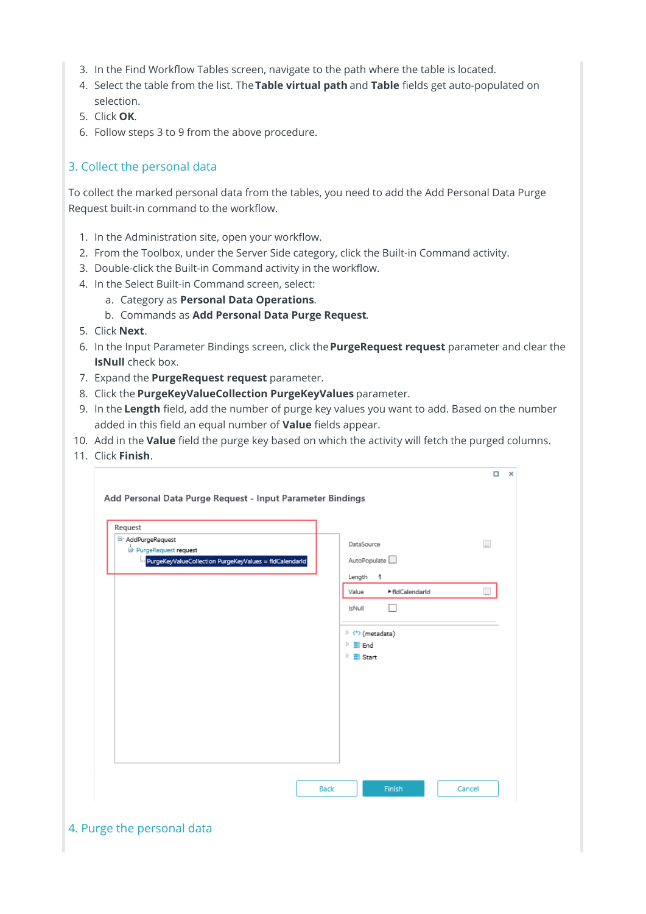3. In the Find Workflow Tables screen, navigate to the path where the table is located.
4. Select the table from the list. The **Table virtual path** and **Table** fields get auto-populated on selection.
5. Click **OK**.
6. Follow steps 3 to 9 from the above procedure.

## 3. Collect the personal data

To collect the marked personal data from the tables, you need to add the Add Personal Data Purge Request built-in command to the workflow.

1. In the Administration site, open your workflow.
2. From the Toolbox, under the Server Side category, click the Built-in Command activity.
3. Double-click the Built-in Command activity in the workflow.
4. In the Select Built-in Command screen, select:
   a. Category as **Personal Data Operations**.
   b. Commands as **Add Personal Data Purge Request**.
5. Click **Next**.
6. In the Input Parameter Bindings screen, click the **PurgeRequest request** parameter and clear the **IsNull** check box.
7. Expand the **PurgeRequest request** parameter.
8. Click the **PurgeKeyValueCollection PurgeKeyValues** parameter.
9. In the **Length** field, add the number of purge key values you want to add. Based on the number added in this field an equal number of **Value** fields appear.
10. Add in the **Value** field the purge key based on which the activity will fetch the purged columns.
11. Click **Finish**.

## 4. Purge the personal data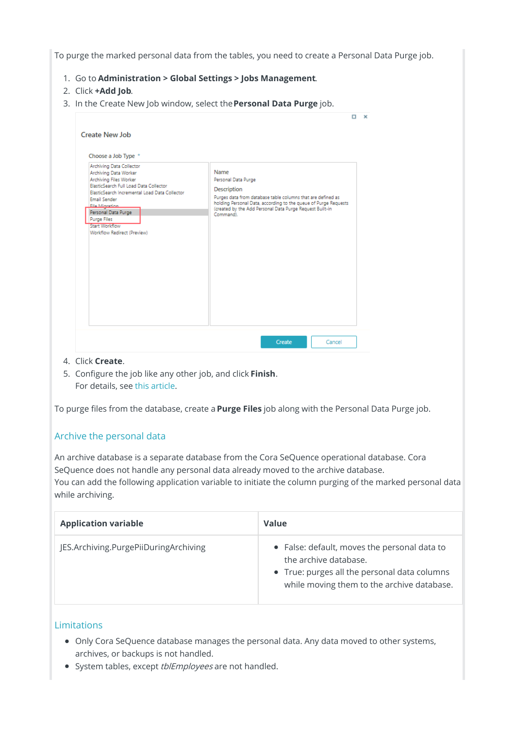To purge the marked personal data from the tables, you need to create a Personal Data Purge job.

1. Go to **Administration > Global Settings > Jobs Management**.
2. Click **+Add Job**.
3. In the Create New Job window, select the **Personal Data Purge** job.
4. Click **Create**.
5. Configure the job like any other job, and click **Finish**.
   For details, see this article.

To purge files from the database, create a **Purge Files** job along with the Personal Data Purge job.

## Archive the personal data

An archive database is a separate database from the Cora SeQuence operational database. Cora SeQuence does not handle any personal data already moved to the archive database.
You can add the following application variable to initiate the column purging of the marked personal data while archiving.

| Application variable | Value |
| --- | --- |
| JES.Archiving.PurgePiiDuringArchiving | • False: default, moves the personal data to the archive database.<br>• True: purges all the personal data columns while moving them to the archive database. |

## Limitations

- Only Cora SeQuence database manages the personal data. Any data moved to other systems, archives, or backups is not handled.
- System tables, except *tblEmployees* are not handled.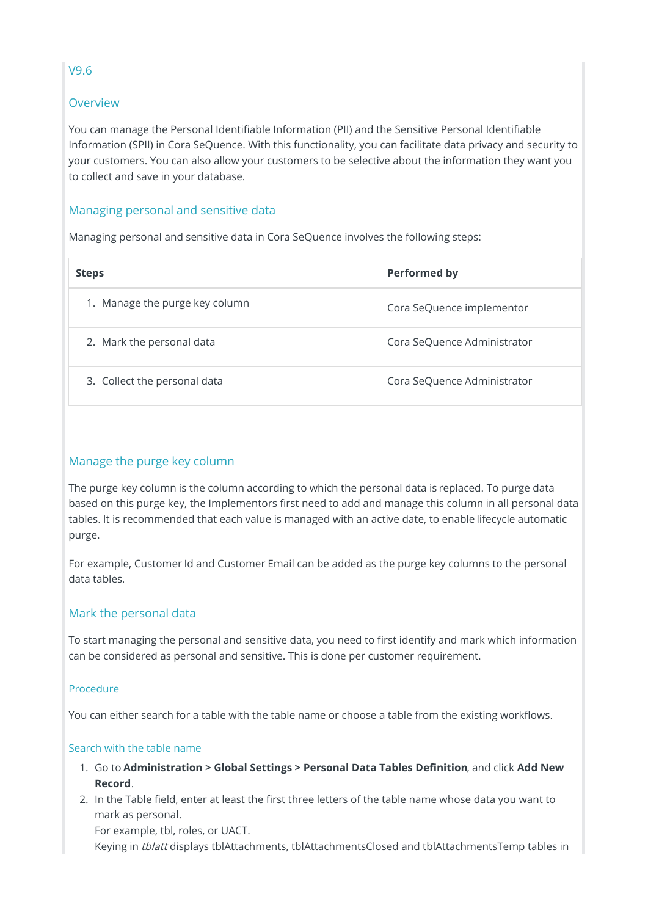## V9.6

### Overview

You can manage the Personal Identifiable Information (PII) and the Sensitive Personal Identifiable Information (SPII) in Cora SeQuence. With this functionality, you can facilitate data privacy and security to your customers. You can also allow your customers to be selective about the information they want you to collect and save in your database.

### Managing personal and sensitive data

Managing personal and sensitive data in Cora SeQuence involves the following steps:

| Steps | Performed by |
|---|---|
| 1. Manage the purge key column | Cora SeQuence implementor |
| 2. Mark the personal data | Cora SeQuence Administrator |
| 3. Collect the personal data | Cora SeQuence Administrator |

### Manage the purge key column

The purge key column is the column according to which the personal data is replaced. To purge data based on this purge key, the Implementors first need to add and manage this column in all personal data tables. It is recommended that each value is managed with an active date, to enable lifecycle automatic purge.

For example, Customer Id and Customer Email can be added as the purge key columns to the personal data tables.

### Mark the personal data

To start managing the personal and sensitive data, you need to first identify and mark which information can be considered as personal and sensitive. This is done per customer requirement.

#### Procedure

You can either search for a table with the table name or choose a table from the existing workflows.

##### Search with the table name

1. Go to **Administration > Global Settings > Personal Data Tables Definition**, and click **Add New Record**.
2. In the Table field, enter at least the first three letters of the table name whose data you want to mark as personal.
   For example, tbl, roles, or UACT.
   Keying in *tblatt* displays tblAttachments, tblAttachmentsClosed and tblAttachmentsTemp tables in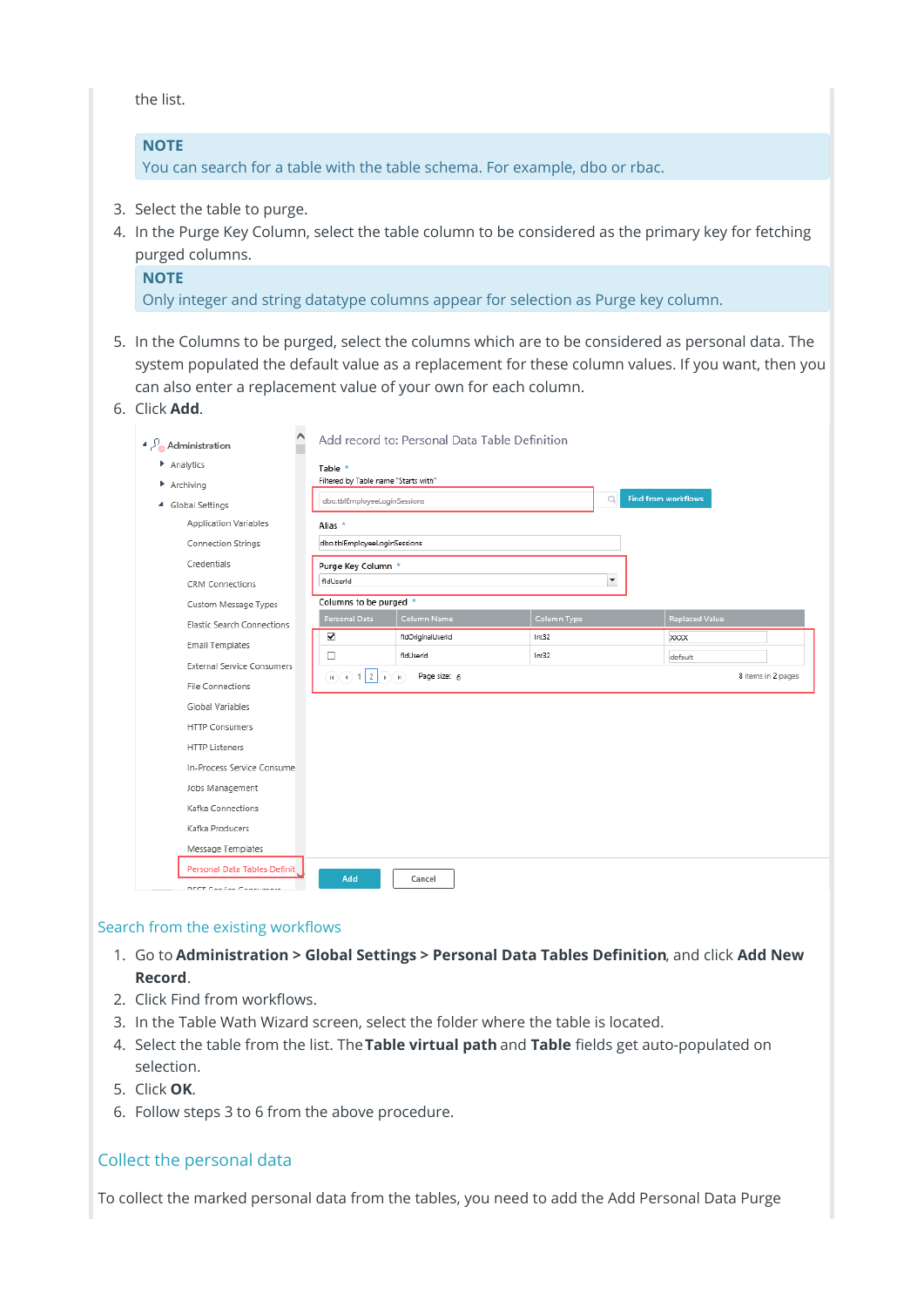the list.

> **NOTE**
> You can search for a table with the table schema. For example, dbo or rbac.

3. Select the table to purge.
4. In the Purge Key Column, select the table column to be considered as the primary key for fetching purged columns.

> **NOTE**
> Only integer and string datatype columns appear for selection as Purge key column.

5. In the Columns to be purged, select the columns which are to be considered as personal data. The system populated the default value as a replacement for these column values. If you want, then you can also enter a replacement value of your own for each column.
6. Click **Add**.

## Search from the existing workflows

1. Go to **Administration > Global Settings > Personal Data Tables Definition**, and click **Add New Record**.
2. Click Find from workflows.
3. In the Table Wath Wizard screen, select the folder where the table is located.
4. Select the table from the list. The **Table virtual path** and **Table** fields get auto-populated on selection.
5. Click **OK**.
6. Follow steps 3 to 6 from the above procedure.

## Collect the personal data

To collect the marked personal data from the tables, you need to add the Add Personal Data Purge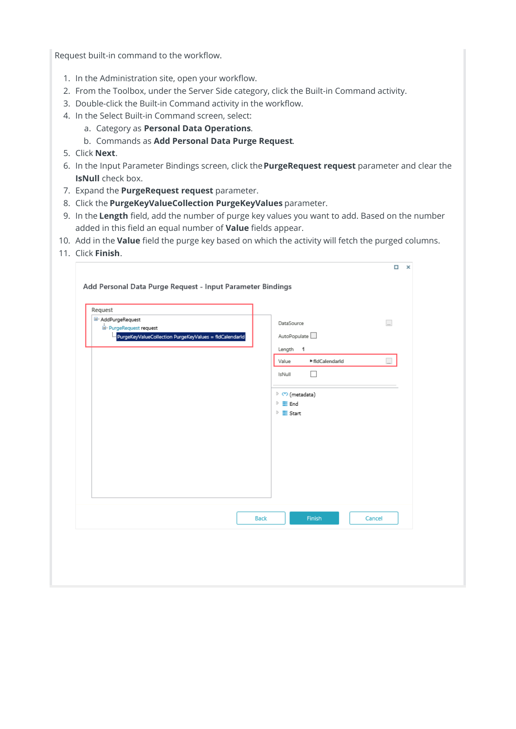Request built-in command to the workflow.

1. In the Administration site, open your workflow.
2. From the Toolbox, under the Server Side category, click the Built-in Command activity.
3. Double-click the Built-in Command activity in the workflow.
4. In the Select Built-in Command screen, select:
    a. Category as **Personal Data Operations**.
    b. Commands as **Add Personal Data Purge Request**.
5. Click **Next**.
6. In the Input Parameter Bindings screen, click the **PurgeRequest request** parameter and clear the **IsNull** check box.
7. Expand the **PurgeRequest request** parameter.
8. Click the **PurgeKeyValueCollection PurgeKeyValues** parameter.
9. In the **Length** field, add the number of purge key values you want to add. Based on the number added in this field an equal number of **Value** fields appear.
10. Add in the **Value** field the purge key based on which the activity will fetch the purged columns.
11. Click **Finish**.

Add Personal Data Purge Request - Input Parameter Bindings

Request

AddPurgeRequest

PurgeRequest request

PurgeKeyValueCollection PurgeKeyValues = fldCalendarId

DataSource

AutoPopulate

Length 1

Value ▸fldCalendarId

IsNull

(metadata)

End

Start

Back

Finish

Cancel